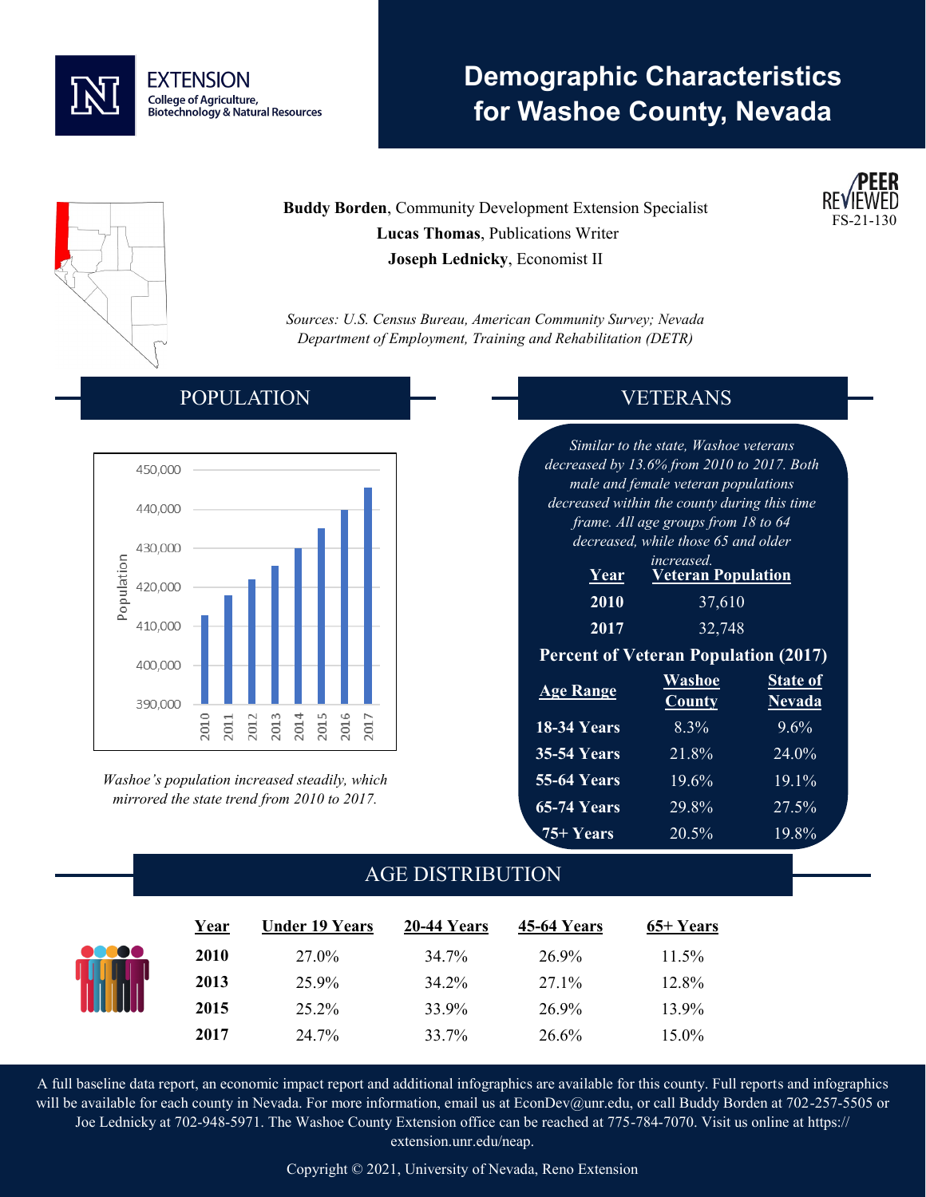# Demographic Characteristics for Washoe County, Nevada

EXTENSION
College of Agriculture, Biotechnology & Natural Resources

PEER REVIEWED
FS-21-130

**Buddy Borden**, Community Development Extension Specialist
**Lucas Thomas**, Publications Writer
**Joseph Lednicky**, Economist II

*Sources: U.S. Census Bureau, American Community Survey; Nevada Department of Employment, Training and Rehabilitation (DETR)*

## POPULATION

*Washoe's population increased steadily, which mirrored the state trend from 2010 to 2017.*

## VETERANS

*Similar to the state, Washoe veterans decreased by 13.6% from 2010 to 2017. Both male and female veteran populations decreased within the county during this time frame. All age groups from 18 to 64 decreased, while those 65 and older increased.*

| Year | Veteran Population |
|---|---|
| 2010 | 37,610 |
| 2017 | 32,748 |

**Percent of Veteran Population (2017)**

| Age Range | Washoe County | State of Nevada |
|---|---|---|
| 18-34 Years | 8.3% | 9.6% |
| 35-54 Years | 21.8% | 24.0% |
| 55-64 Years | 19.6% | 19.1% |
| 65-74 Years | 29.8% | 27.5% |
| 75+ Years | 20.5% | 19.8% |

## AGE DISTRIBUTION

| Year | Under 19 Years | 20-44 Years | 45-64 Years | 65+ Years |
|---|---|---|---|---|
| 2010 | 27.0% | 34.7% | 26.9% | 11.5% |
| 2013 | 25.9% | 34.2% | 27.1% | 12.8% |
| 2015 | 25.2% | 33.9% | 26.9% | 13.9% |
| 2017 | 24.7% | 33.7% | 26.6% | 15.0% |

A full baseline data report, an economic impact report and additional infographics are available for this county. Full reports and infographics will be available for each county in Nevada. For more information, email us at EconDev@unr.edu, or call Buddy Borden at 702-257-5505 or Joe Lednicky at 702-948-5971. The Washoe County Extension office can be reached at 775-784-7070. Visit us online at https://extension.unr.edu/neap.

Copyright © 2021, University of Nevada, Reno Extension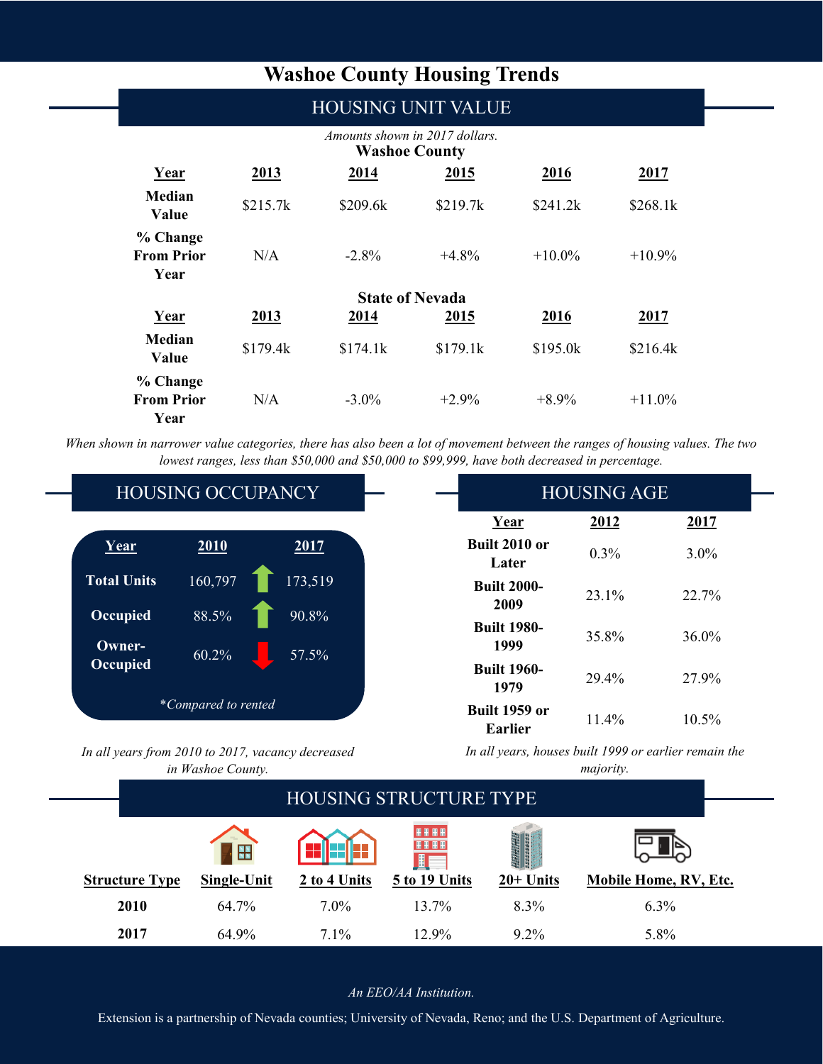# Washoe County Housing Trends

## HOUSING UNIT VALUE

*Amounts shown in 2017 dollars.*

**Washoe County**

| Year | 2013 | 2014 | 2015 | 2016 | 2017 |
|---|---|---|---|---|---|
| Median Value | $215.7k | $209.6k | $219.7k | $241.2k | $268.1k |
| % Change From Prior Year | N/A | -2.8% | +4.8% | +10.0% | +10.9% |

**State of Nevada**

| Year | 2013 | 2014 | 2015 | 2016 | 2017 |
|---|---|---|---|---|---|
| Median Value | $179.4k | $174.1k | $179.1k | $195.0k | $216.4k |
| % Change From Prior Year | N/A | -3.0% | +2.9% | +8.9% | +11.0% |

*When shown in narrower value categories, there has also been a lot of movement between the ranges of housing values. The two lowest ranges, less than $50,000 and $50,000 to $99,999, have both decreased in percentage.*

## HOUSING OCCUPANCY

| Year | 2010 | 2017 |
|---|---|---|
| Total Units | 160,797 | 173,519 |
| Occupied | 88.5% | 90.8% |
| Owner-Occupied | 60.2% | 57.5% |

*Compared to rented

*In all years from 2010 to 2017, vacancy decreased in Washoe County.*

## HOUSING AGE

| Year | 2012 | 2017 |
|---|---|---|
| Built 2010 or Later | 0.3% | 3.0% |
| Built 2000-2009 | 23.1% | 22.7% |
| Built 1980-1999 | 35.8% | 36.0% |
| Built 1960-1979 | 29.4% | 27.9% |
| Built 1959 or Earlier | 11.4% | 10.5% |

*In all years, houses built 1999 or earlier remain the majority.*

## HOUSING STRUCTURE TYPE

| Structure Type | Single-Unit | 2 to 4 Units | 5 to 19 Units | 20+ Units | Mobile Home, RV, Etc. |
|---|---|---|---|---|---|
| 2010 | 64.7% | 7.0% | 13.7% | 8.3% | 6.3% |
| 2017 | 64.9% | 7.1% | 12.9% | 9.2% | 5.8% |

*An EEO/AA Institution.*

Extension is a partnership of Nevada counties; University of Nevada, Reno; and the U.S. Department of Agriculture.